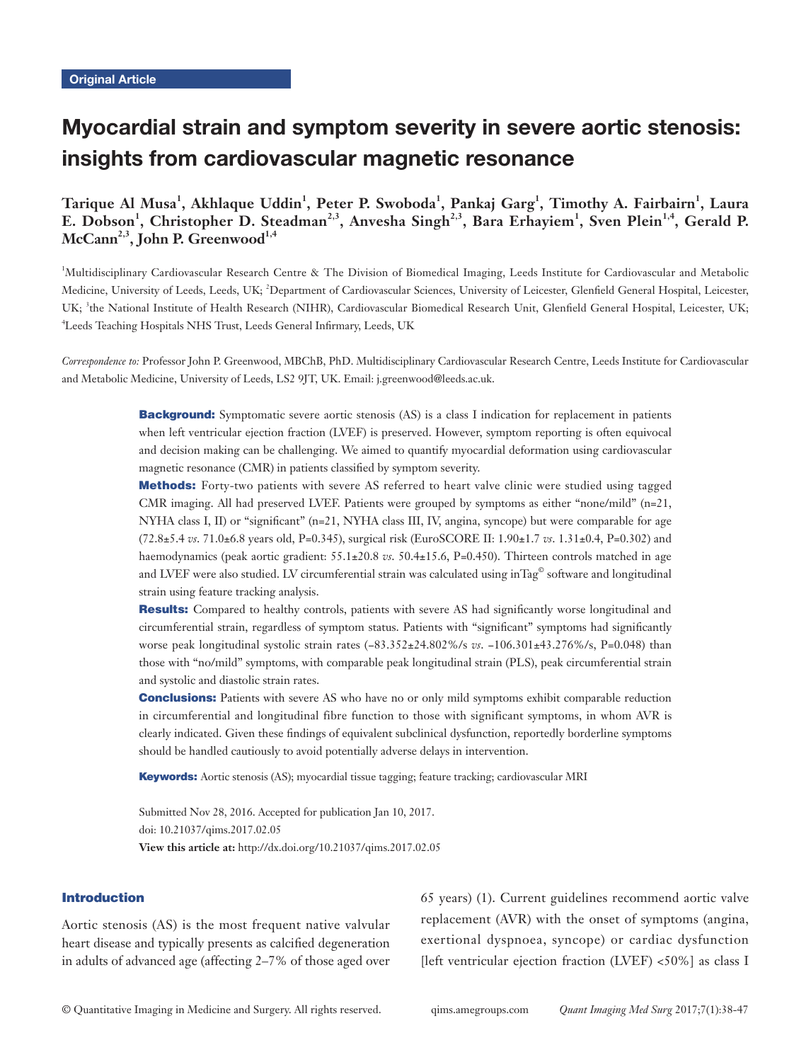Original Article

# Myocardial strain and symptom severity in severe aortic stenosis: insights from cardiovascular magnetic resonance

**Tarique Al Musa[1], Akhlaque Uddin[1], Peter P. Swoboda[1], Pankaj Garg[1], Timothy A. Fairbairn[1], Laura E. Dobson[1], Christopher D. Steadman[2,3], Anvesha Singh[2,3], Bara Erhayiem[1], Sven Plein[1,4], Gerald P. McCann[2,3], John P. Greenwood[1,4]**

[1]Multidisciplinary Cardiovascular Research Centre & The Division of Biomedical Imaging, Leeds Institute for Cardiovascular and Metabolic Medicine, University of Leeds, Leeds, UK; [2]Department of Cardiovascular Sciences, University of Leicester, Glenfield General Hospital, Leicester, UK; [3]the National Institute of Health Research (NIHR), Cardiovascular Biomedical Research Unit, Glenfield General Hospital, Leicester, UK; [4]Leeds Teaching Hospitals NHS Trust, Leeds General Infirmary, Leeds, UK

*Correspondence to:* Professor John P. Greenwood, MBChB, PhD. Multidisciplinary Cardiovascular Research Centre, Leeds Institute for Cardiovascular and Metabolic Medicine, University of Leeds, LS2 9JT, UK. Email: j.greenwood@leeds.ac.uk.

**Background:** Symptomatic severe aortic stenosis (AS) is a class I indication for replacement in patients when left ventricular ejection fraction (LVEF) is preserved. However, symptom reporting is often equivocal and decision making can be challenging. We aimed to quantify myocardial deformation using cardiovascular magnetic resonance (CMR) in patients classified by symptom severity.

**Methods:** Forty-two patients with severe AS referred to heart valve clinic were studied using tagged CMR imaging. All had preserved LVEF. Patients were grouped by symptoms as either "none/mild" (n=21, NYHA class I, II) or "significant" (n=21, NYHA class III, IV, angina, syncope) but were comparable for age (72.8±5.4 *vs.* 71.0±6.8 years old, P=0.345), surgical risk (EuroSCORE II: 1.90±1.7 *vs.* 1.31±0.4, P=0.302) and haemodynamics (peak aortic gradient: 55.1±20.8 *vs.* 50.4±15.6, P=0.450). Thirteen controls matched in age and LVEF were also studied. LV circumferential strain was calculated using inTag© software and longitudinal strain using feature tracking analysis.

**Results:** Compared to healthy controls, patients with severe AS had significantly worse longitudinal and circumferential strain, regardless of symptom status. Patients with "significant" symptoms had significantly worse peak longitudinal systolic strain rates (−83.352±24.802%/s *vs.* −106.301±43.276%/s, P=0.048) than those with "no/mild" symptoms, with comparable peak longitudinal strain (PLS), peak circumferential strain and systolic and diastolic strain rates.

**Conclusions:** Patients with severe AS who have no or only mild symptoms exhibit comparable reduction in circumferential and longitudinal fibre function to those with significant symptoms, in whom AVR is clearly indicated. Given these findings of equivalent subclinical dysfunction, reportedly borderline symptoms should be handled cautiously to avoid potentially adverse delays in intervention.

**Keywords:** Aortic stenosis (AS); myocardial tissue tagging; feature tracking; cardiovascular MRI

Submitted Nov 28, 2016. Accepted for publication Jan 10, 2017.
doi: 10.21037/qims.2017.02.05
**View this article at:** http://dx.doi.org/10.21037/qims.2017.02.05

## Introduction

Aortic stenosis (AS) is the most frequent native valvular heart disease and typically presents as calcified degeneration in adults of advanced age (affecting 2–7% of those aged over 65 years) (1). Current guidelines recommend aortic valve replacement (AVR) with the onset of symptoms (angina, exertional dyspnoea, syncope) or cardiac dysfunction [left ventricular ejection fraction (LVEF) <50%] as class I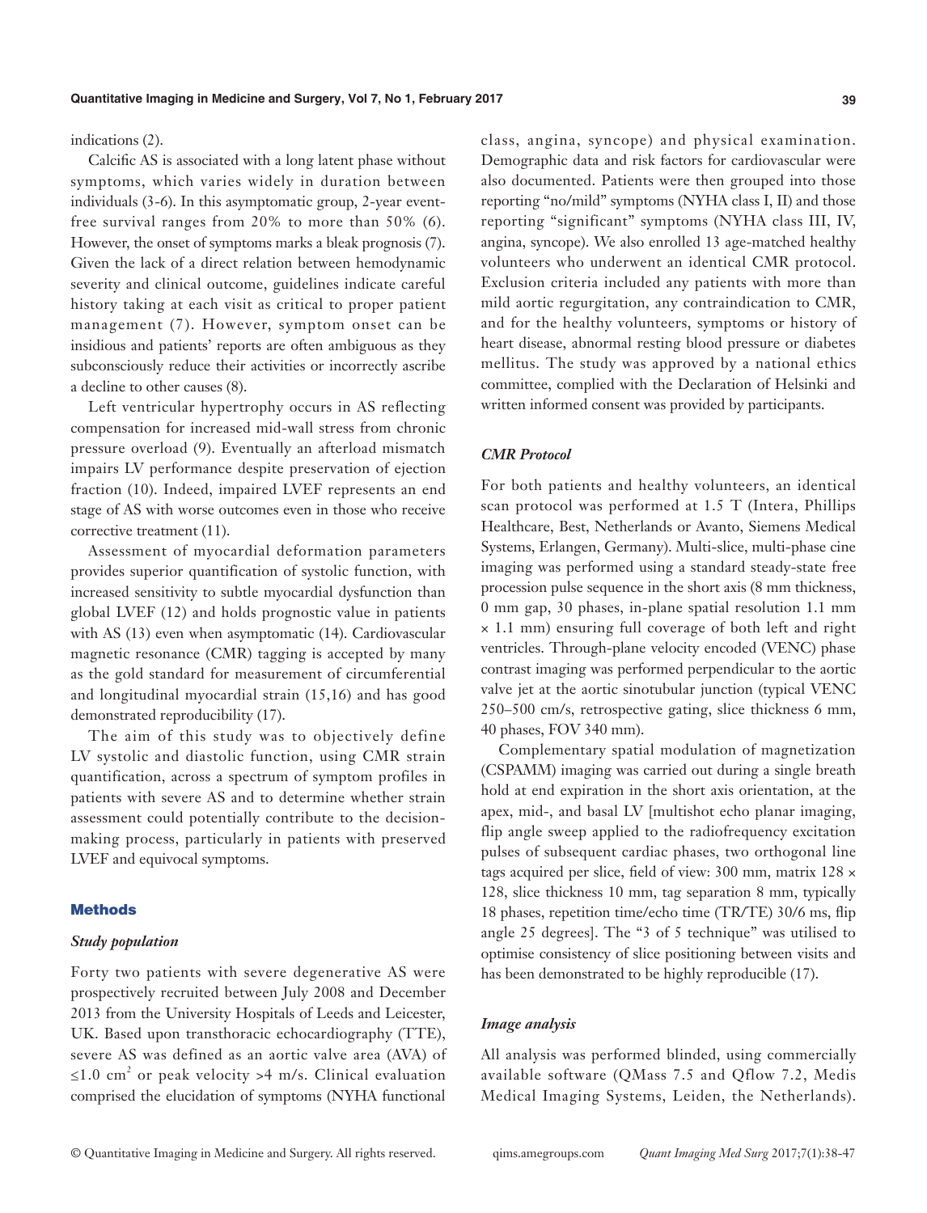indications (2).

Calcific AS is associated with a long latent phase without symptoms, which varies widely in duration between individuals (3-6). In this asymptomatic group, 2-year event-free survival ranges from 20% to more than 50% (6). However, the onset of symptoms marks a bleak prognosis (7). Given the lack of a direct relation between hemodynamic severity and clinical outcome, guidelines indicate careful history taking at each visit as critical to proper patient management (7). However, symptom onset can be insidious and patients' reports are often ambiguous as they subconsciously reduce their activities or incorrectly ascribe a decline to other causes (8).

Left ventricular hypertrophy occurs in AS reflecting compensation for increased mid-wall stress from chronic pressure overload (9). Eventually an afterload mismatch impairs LV performance despite preservation of ejection fraction (10). Indeed, impaired LVEF represents an end stage of AS with worse outcomes even in those who receive corrective treatment (11).

Assessment of myocardial deformation parameters provides superior quantification of systolic function, with increased sensitivity to subtle myocardial dysfunction than global LVEF (12) and holds prognostic value in patients with AS (13) even when asymptomatic (14). Cardiovascular magnetic resonance (CMR) tagging is accepted by many as the gold standard for measurement of circumferential and longitudinal myocardial strain (15,16) and has good demonstrated reproducibility (17).

The aim of this study was to objectively define LV systolic and diastolic function, using CMR strain quantification, across a spectrum of symptom profiles in patients with severe AS and to determine whether strain assessment could potentially contribute to the decision-making process, particularly in patients with preserved LVEF and equivocal symptoms.

## Methods

### *Study population*

Forty two patients with severe degenerative AS were prospectively recruited between July 2008 and December 2013 from the University Hospitals of Leeds and Leicester, UK. Based upon transthoracic echocardiography (TTE), severe AS was defined as an aortic valve area (AVA) of $\leq$1.0 cm$^2$ or peak velocity >4 m/s. Clinical evaluation comprised the elucidation of symptoms (NYHA functional class, angina, syncope) and physical examination. Demographic data and risk factors for cardiovascular were also documented. Patients were then grouped into those reporting "no/mild" symptoms (NYHA class I, II) and those reporting "significant" symptoms (NYHA class III, IV, angina, syncope). We also enrolled 13 age-matched healthy volunteers who underwent an identical CMR protocol. Exclusion criteria included any patients with more than mild aortic regurgitation, any contraindication to CMR, and for the healthy volunteers, symptoms or history of heart disease, abnormal resting blood pressure or diabetes mellitus. The study was approved by a national ethics committee, complied with the Declaration of Helsinki and written informed consent was provided by participants.

### *CMR Protocol*

For both patients and healthy volunteers, an identical scan protocol was performed at 1.5 T (Intera, Phillips Healthcare, Best, Netherlands or Avanto, Siemens Medical Systems, Erlangen, Germany). Multi-slice, multi-phase cine imaging was performed using a standard steady-state free procession pulse sequence in the short axis (8 mm thickness, 0 mm gap, 30 phases, in-plane spatial resolution 1.1 mm × 1.1 mm) ensuring full coverage of both left and right ventricles. Through-plane velocity encoded (VENC) phase contrast imaging was performed perpendicular to the aortic valve jet at the aortic sinotubular junction (typical VENC 250–500 cm/s, retrospective gating, slice thickness 6 mm, 40 phases, FOV 340 mm).

Complementary spatial modulation of magnetization (CSPAMM) imaging was carried out during a single breath hold at end expiration in the short axis orientation, at the apex, mid-, and basal LV [multishot echo planar imaging, flip angle sweep applied to the radiofrequency excitation pulses of subsequent cardiac phases, two orthogonal line tags acquired per slice, field of view: 300 mm, matrix 128 × 128, slice thickness 10 mm, tag separation 8 mm, typically 18 phases, repetition time/echo time (TR/TE) 30/6 ms, flip angle 25 degrees]. The "3 of 5 technique" was utilised to optimise consistency of slice positioning between visits and has been demonstrated to be highly reproducible (17).

### *Image analysis*

All analysis was performed blinded, using commercially available software (QMass 7.5 and Qflow 7.2, Medis Medical Imaging Systems, Leiden, the Netherlands).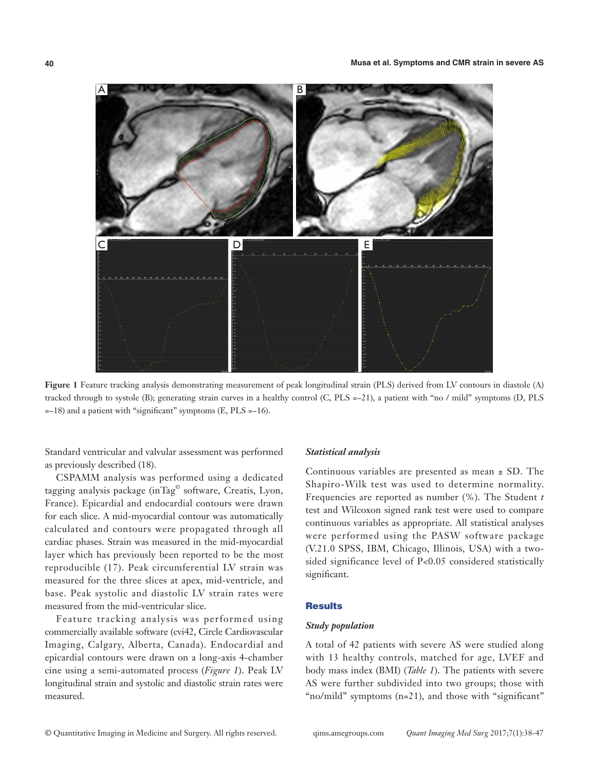Figure 1 Feature tracking analysis demonstrating measurement of peak longitudinal strain (PLS) derived from LV contours in diastole (A) tracked through to systole (B); generating strain curves in a healthy control (C, PLS =−21), a patient with "no / mild" symptoms (D, PLS =−18) and a patient with "significant" symptoms (E, PLS =−16).

Standard ventricular and valvular assessment was performed as previously described (18).

CSPAMM analysis was performed using a dedicated tagging analysis package (inTag© software, Creatis, Lyon, France). Epicardial and endocardial contours were drawn for each slice. A mid-myocardial contour was automatically calculated and contours were propagated through all cardiac phases. Strain was measured in the mid-myocardial layer which has previously been reported to be the most reproducible (17). Peak circumferential LV strain was measured for the three slices at apex, mid-ventricle, and base. Peak systolic and diastolic LV strain rates were measured from the mid-ventricular slice.

Feature tracking analysis was performed using commercially available software (cvi42, Circle Cardiovascular Imaging, Calgary, Alberta, Canada). Endocardial and epicardial contours were drawn on a long-axis 4-chamber cine using a semi-automated process (*Figure 1*). Peak LV longitudinal strain and systolic and diastolic strain rates were measured.

### *Statistical analysis*

Continuous variables are presented as mean ± SD. The Shapiro-Wilk test was used to determine normality. Frequencies are reported as number (%). The Student *t* test and Wilcoxon signed rank test were used to compare continuous variables as appropriate. All statistical analyses were performed using the PASW software package (V.21.0 SPSS, IBM, Chicago, Illinois, USA) with a two-sided significance level of $P<0.05$ considered statistically significant.

## Results

### *Study population*

A total of 42 patients with severe AS were studied along with 13 healthy controls, matched for age, LVEF and body mass index (BMI) (*Table 1*). The patients with severe AS were further subdivided into two groups; those with "no/mild" symptoms (n=21), and those with "significant"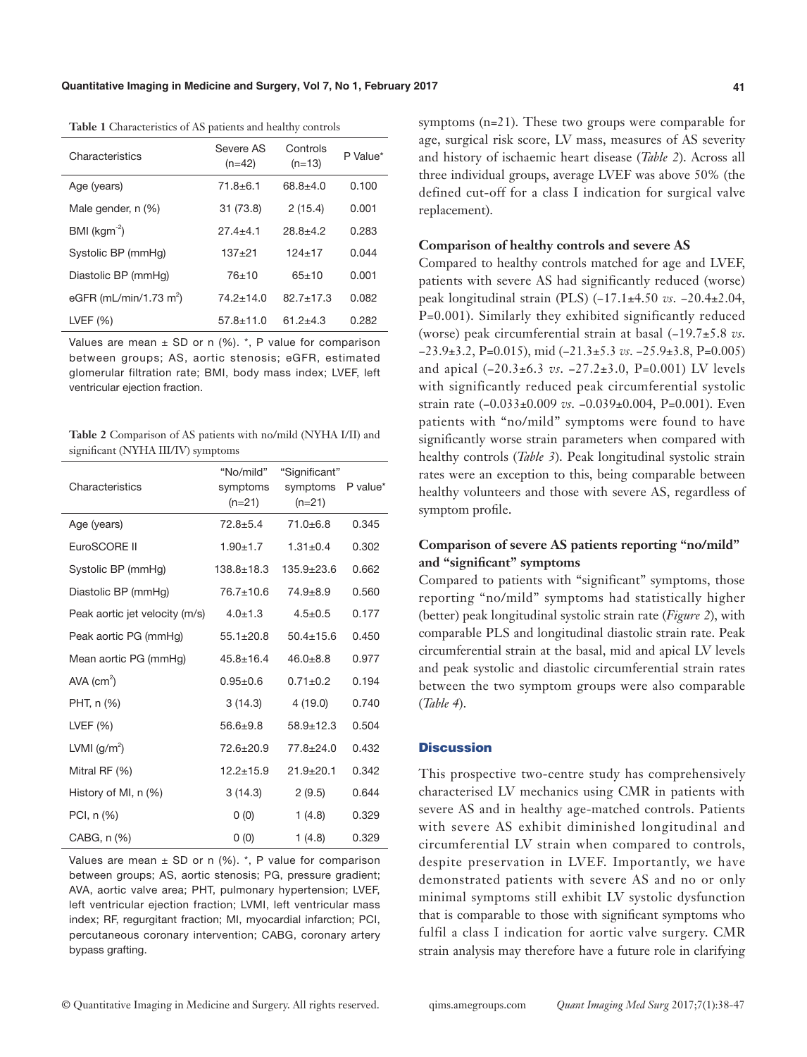**Table 1** Characteristics of AS patients and healthy controls

| Characteristics | Severe AS (n=42) | Controls (n=13) | P Value* |
|---|---|---|---|
| Age (years) | 71.8±6.1 | 68.8±4.0 | 0.100 |
| Male gender, n (%) | 31 (73.8) | 2 (15.4) | 0.001 |
| BMI (kgm$^{-2}$) | 27.4±4.1 | 28.8±4.2 | 0.283 |
| Systolic BP (mmHg) | 137±21 | 124±17 | 0.044 |
| Diastolic BP (mmHg) | 76±10 | 65±10 | 0.001 |
| eGFR (mL/min/1.73 m$^2$) | 74.2±14.0 | 82.7±17.3 | 0.082 |
| LVEF (%) | 57.8±11.0 | 61.2±4.3 | 0.282 |

Values are mean ± SD or n (%). *, P value for comparison between groups; AS, aortic stenosis; eGFR, estimated glomerular filtration rate; BMI, body mass index; LVEF, left ventricular ejection fraction.

**Table 2** Comparison of AS patients with no/mild (NYHA I/II) and significant (NYHA III/IV) symptoms

| Characteristics | "No/mild" symptoms (n=21) | "Significant" symptoms (n=21) | P value* |
|---|---|---|---|
| Age (years) | 72.8±5.4 | 71.0±6.8 | 0.345 |
| EuroSCORE II | 1.90±1.7 | 1.31±0.4 | 0.302 |
| Systolic BP (mmHg) | 138.8±18.3 | 135.9±23.6 | 0.662 |
| Diastolic BP (mmHg) | 76.7±10.6 | 74.9±8.9 | 0.560 |
| Peak aortic jet velocity (m/s) | 4.0±1.3 | 4.5±0.5 | 0.177 |
| Peak aortic PG (mmHg) | 55.1±20.8 | 50.4±15.6 | 0.450 |
| Mean aortic PG (mmHg) | 45.8±16.4 | 46.0±8.8 | 0.977 |
| AVA (cm$^2$) | 0.95±0.6 | 0.71±0.2 | 0.194 |
| PHT, n (%) | 3 (14.3) | 4 (19.0) | 0.740 |
| LVEF (%) | 56.6±9.8 | 58.9±12.3 | 0.504 |
| LVMI (g/m$^2$) | 72.6±20.9 | 77.8±24.0 | 0.432 |
| Mitral RF (%) | 12.2±15.9 | 21.9±20.1 | 0.342 |
| History of MI, n (%) | 3 (14.3) | 2 (9.5) | 0.644 |
| PCI, n (%) | 0 (0) | 1 (4.8) | 0.329 |
| CABG, n (%) | 0 (0) | 1 (4.8) | 0.329 |

Values are mean ± SD or n (%). *, P value for comparison between groups; AS, aortic stenosis; PG, pressure gradient; AVA, aortic valve area; PHT, pulmonary hypertension; LVEF, left ventricular ejection fraction; LVMI, left ventricular mass index; RF, regurgitant fraction; MI, myocardial infarction; PCI, percutaneous coronary intervention; CABG, coronary artery bypass grafting.

symptoms (n=21). These two groups were comparable for age, surgical risk score, LV mass, measures of AS severity and history of ischaemic heart disease (*Table 2*). Across all three individual groups, average LVEF was above 50% (the defined cut-off for a class I indication for surgical valve replacement).

### Comparison of healthy controls and severe AS

Compared to healthy controls matched for age and LVEF, patients with severe AS had significantly reduced (worse) peak longitudinal strain (PLS) (−17.1±4.50 *vs.* −20.4±2.04, P=0.001). Similarly they exhibited significantly reduced (worse) peak circumferential strain at basal (−19.7±5.8 *vs.* −23.9±3.2, P=0.015), mid (−21.3±5.3 *vs.* −25.9±3.8, P=0.005) and apical (−20.3±6.3 *vs.* −27.2±3.0, P=0.001) LV levels with significantly reduced peak circumferential systolic strain rate (−0.033±0.009 *vs.* −0.039±0.004, P=0.001). Even patients with "no/mild" symptoms were found to have significantly worse strain parameters when compared with healthy controls (*Table 3*). Peak longitudinal systolic strain rates were an exception to this, being comparable between healthy volunteers and those with severe AS, regardless of symptom profile.

### Comparison of severe AS patients reporting "no/mild" and "significant" symptoms

Compared to patients with "significant" symptoms, those reporting "no/mild" symptoms had statistically higher (better) peak longitudinal systolic strain rate (*Figure 2*), with comparable PLS and longitudinal diastolic strain rate. Peak circumferential strain at the basal, mid and apical LV levels and peak systolic and diastolic circumferential strain rates between the two symptom groups were also comparable (*Table 4*).

## Discussion

This prospective two-centre study has comprehensively characterised LV mechanics using CMR in patients with severe AS and in healthy age-matched controls. Patients with severe AS exhibit diminished longitudinal and circumferential LV strain when compared to controls, despite preservation in LVEF. Importantly, we have demonstrated patients with severe AS and no or only minimal symptoms still exhibit LV systolic dysfunction that is comparable to those with significant symptoms who fulfil a class I indication for aortic valve surgery. CMR strain analysis may therefore have a future role in clarifying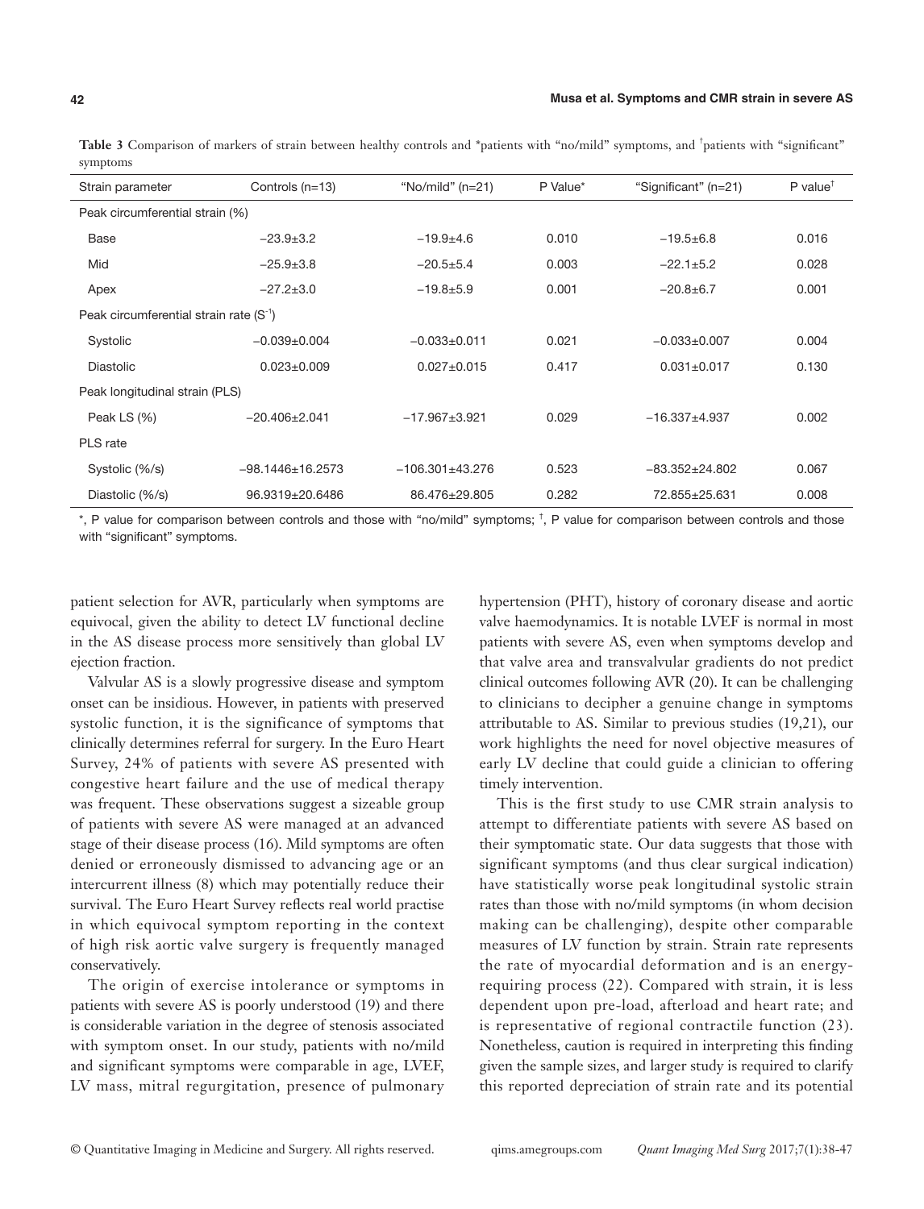**Table 3** Comparison of markers of strain between healthy controls and *patients with "no/mild" symptoms, and †patients with "significant" symptoms

| Strain parameter | Controls (n=13) | "No/mild" (n=21) | P Value* | "Significant" (n=21) | P value† |
|---|---|---|---|---|---|
| Peak circumferential strain (%) | | | | | |
| Base | −23.9±3.2 | −19.9±4.6 | 0.010 | −19.5±6.8 | 0.016 |
| Mid | −25.9±3.8 | −20.5±5.4 | 0.003 | −22.1±5.2 | 0.028 |
| Apex | −27.2±3.0 | −19.8±5.9 | 0.001 | −20.8±6.7 | 0.001 |
| Peak circumferential strain rate ($S^{-1}$) | | | | | |
| Systolic | −0.039±0.004 | −0.033±0.011 | 0.021 | −0.033±0.007 | 0.004 |
| Diastolic | 0.023±0.009 | 0.027±0.015 | 0.417 | 0.031±0.017 | 0.130 |
| Peak longitudinal strain (PLS) | | | | | |
| Peak LS (%) | −20.406±2.041 | −17.967±3.921 | 0.029 | −16.337±4.937 | 0.002 |
| PLS rate | | | | | |
| Systolic (%/s) | −98.1446±16.2573 | −106.301±43.276 | 0.523 | −83.352±24.802 | 0.067 |
| Diastolic (%/s) | 96.9319±20.6486 | 86.476±29.805 | 0.282 | 72.855±25.631 | 0.008 |

*, P value for comparison between controls and those with "no/mild" symptoms; †, P value for comparison between controls and those with "significant" symptoms.

patient selection for AVR, particularly when symptoms are equivocal, given the ability to detect LV functional decline in the AS disease process more sensitively than global LV ejection fraction.

Valvular AS is a slowly progressive disease and symptom onset can be insidious. However, in patients with preserved systolic function, it is the significance of symptoms that clinically determines referral for surgery. In the Euro Heart Survey, 24% of patients with severe AS presented with congestive heart failure and the use of medical therapy was frequent. These observations suggest a sizeable group of patients with severe AS were managed at an advanced stage of their disease process (16). Mild symptoms are often denied or erroneously dismissed to advancing age or an intercurrent illness (8) which may potentially reduce their survival. The Euro Heart Survey reflects real world practise in which equivocal symptom reporting in the context of high risk aortic valve surgery is frequently managed conservatively.

The origin of exercise intolerance or symptoms in patients with severe AS is poorly understood (19) and there is considerable variation in the degree of stenosis associated with symptom onset. In our study, patients with no/mild and significant symptoms were comparable in age, LVEF, LV mass, mitral regurgitation, presence of pulmonary hypertension (PHT), history of coronary disease and aortic valve haemodynamics. It is notable LVEF is normal in most patients with severe AS, even when symptoms develop and that valve area and transvalvular gradients do not predict clinical outcomes following AVR (20). It can be challenging to clinicians to decipher a genuine change in symptoms attributable to AS. Similar to previous studies (19,21), our work highlights the need for novel objective measures of early LV decline that could guide a clinician to offering timely intervention.

This is the first study to use CMR strain analysis to attempt to differentiate patients with severe AS based on their symptomatic state. Our data suggests that those with significant symptoms (and thus clear surgical indication) have statistically worse peak longitudinal systolic strain rates than those with no/mild symptoms (in whom decision making can be challenging), despite other comparable measures of LV function by strain. Strain rate represents the rate of myocardial deformation and is an energy-requiring process (22). Compared with strain, it is less dependent upon pre-load, afterload and heart rate; and is representative of regional contractile function (23). Nonetheless, caution is required in interpreting this finding given the sample sizes, and larger study is required to clarify this reported depreciation of strain rate and its potential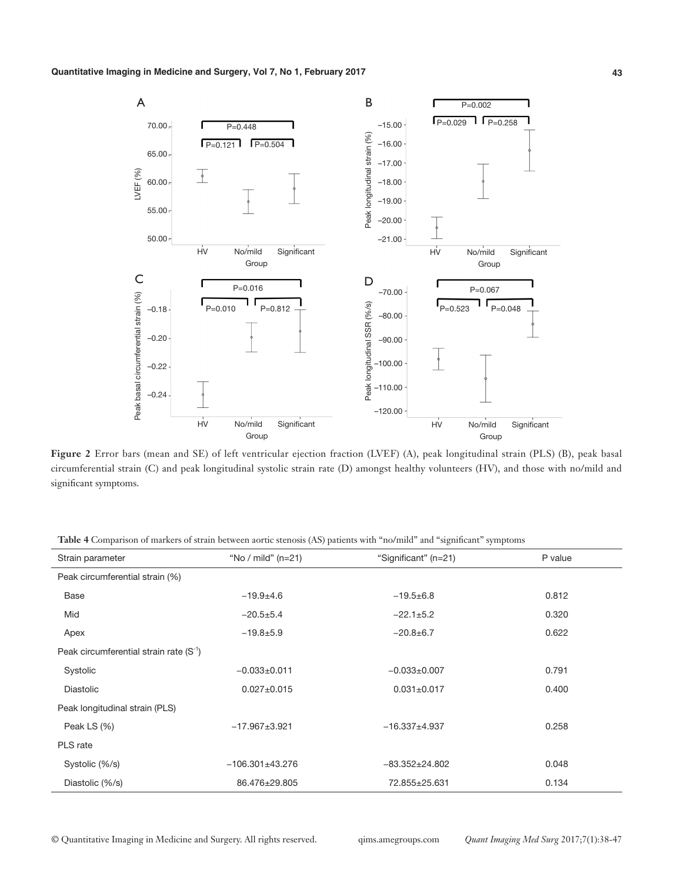**Figure 2** Error bars (mean and SE) of left ventricular ejection fraction (LVEF) (A), peak longitudinal strain (PLS) (B), peak basal circumferential strain (C) and peak longitudinal systolic strain rate (D) amongst healthy volunteers (HV), and those with no/mild and significant symptoms.

**Table 4** Comparison of markers of strain between aortic stenosis (AS) patients with "no/mild" and "significant" symptoms

| Strain parameter | "No / mild" (n=21) | "Significant" (n=21) | P value |
|---|---|---|---|
| Peak circumferential strain (%) | | | |
| Base | −19.9±4.6 | −19.5±6.8 | 0.812 |
| Mid | −20.5±5.4 | −22.1±5.2 | 0.320 |
| Apex | −19.8±5.9 | −20.8±6.7 | 0.622 |
| Peak circumferential strain rate ($S^{-1}$) | | | |
| Systolic | −0.033±0.011 | −0.033±0.007 | 0.791 |
| Diastolic | 0.027±0.015 | 0.031±0.017 | 0.400 |
| Peak longitudinal strain (PLS) | | | |
| Peak LS (%) | −17.967±3.921 | −16.337±4.937 | 0.258 |
| PLS rate | | | |
| Systolic (%/s) | −106.301±43.276 | −83.352±24.802 | 0.048 |
| Diastolic (%/s) | 86.476±29.805 | 72.855±25.631 | 0.134 |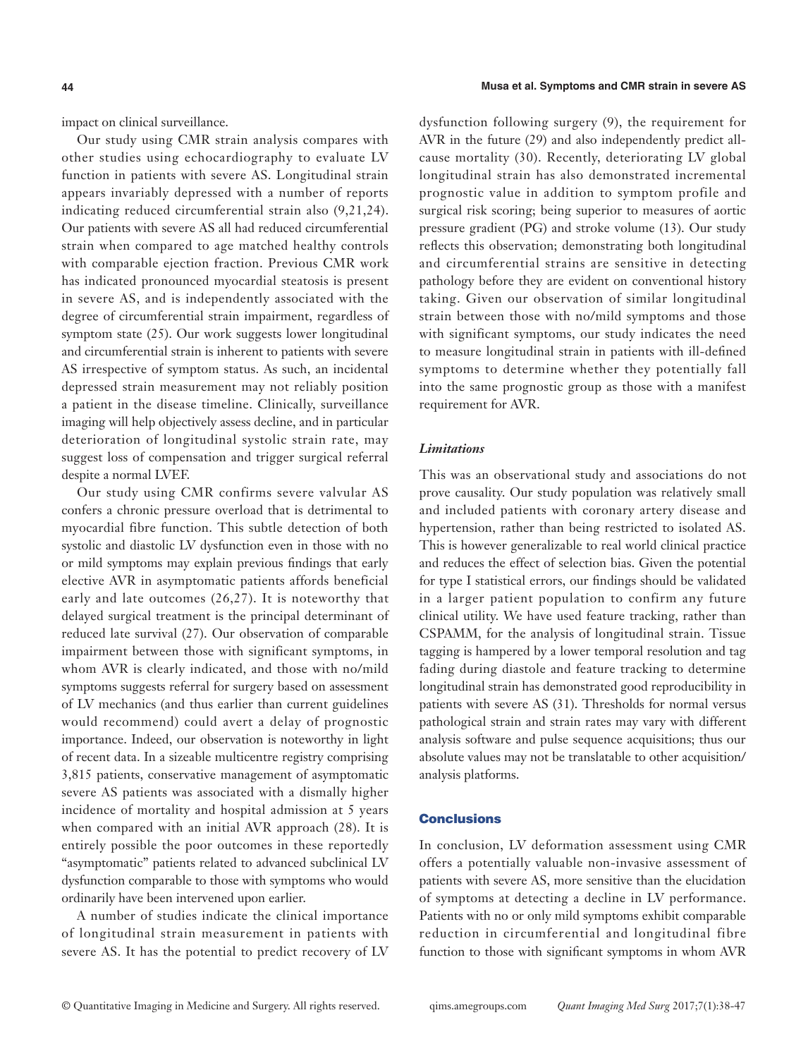impact on clinical surveillance.

Our study using CMR strain analysis compares with other studies using echocardiography to evaluate LV function in patients with severe AS. Longitudinal strain appears invariably depressed with a number of reports indicating reduced circumferential strain also (9,21,24). Our patients with severe AS all had reduced circumferential strain when compared to age matched healthy controls with comparable ejection fraction. Previous CMR work has indicated pronounced myocardial steatosis is present in severe AS, and is independently associated with the degree of circumferential strain impairment, regardless of symptom state (25). Our work suggests lower longitudinal and circumferential strain is inherent to patients with severe AS irrespective of symptom status. As such, an incidental depressed strain measurement may not reliably position a patient in the disease timeline. Clinically, surveillance imaging will help objectively assess decline, and in particular deterioration of longitudinal systolic strain rate, may suggest loss of compensation and trigger surgical referral despite a normal LVEF.

Our study using CMR confirms severe valvular AS confers a chronic pressure overload that is detrimental to myocardial fibre function. This subtle detection of both systolic and diastolic LV dysfunction even in those with no or mild symptoms may explain previous findings that early elective AVR in asymptomatic patients affords beneficial early and late outcomes (26,27). It is noteworthy that delayed surgical treatment is the principal determinant of reduced late survival (27). Our observation of comparable impairment between those with significant symptoms, in whom AVR is clearly indicated, and those with no/mild symptoms suggests referral for surgery based on assessment of LV mechanics (and thus earlier than current guidelines would recommend) could avert a delay of prognostic importance. Indeed, our observation is noteworthy in light of recent data. In a sizeable multicentre registry comprising 3,815 patients, conservative management of asymptomatic severe AS patients was associated with a dismally higher incidence of mortality and hospital admission at 5 years when compared with an initial AVR approach (28). It is entirely possible the poor outcomes in these reportedly "asymptomatic" patients related to advanced subclinical LV dysfunction comparable to those with symptoms who would ordinarily have been intervened upon earlier.

A number of studies indicate the clinical importance of longitudinal strain measurement in patients with severe AS. It has the potential to predict recovery of LV dysfunction following surgery (9), the requirement for AVR in the future (29) and also independently predict all-cause mortality (30). Recently, deteriorating LV global longitudinal strain has also demonstrated incremental prognostic value in addition to symptom profile and surgical risk scoring; being superior to measures of aortic pressure gradient (PG) and stroke volume (13). Our study reflects this observation; demonstrating both longitudinal and circumferential strains are sensitive in detecting pathology before they are evident on conventional history taking. Given our observation of similar longitudinal strain between those with no/mild symptoms and those with significant symptoms, our study indicates the need to measure longitudinal strain in patients with ill-defined symptoms to determine whether they potentially fall into the same prognostic group as those with a manifest requirement for AVR.

### *Limitations*

This was an observational study and associations do not prove causality. Our study population was relatively small and included patients with coronary artery disease and hypertension, rather than being restricted to isolated AS. This is however generalizable to real world clinical practice and reduces the effect of selection bias. Given the potential for type I statistical errors, our findings should be validated in a larger patient population to confirm any future clinical utility. We have used feature tracking, rather than CSPAMM, for the analysis of longitudinal strain. Tissue tagging is hampered by a lower temporal resolution and tag fading during diastole and feature tracking to determine longitudinal strain has demonstrated good reproducibility in patients with severe AS (31). Thresholds for normal versus pathological strain and strain rates may vary with different analysis software and pulse sequence acquisitions; thus our absolute values may not be translatable to other acquisition/analysis platforms.

## Conclusions

In conclusion, LV deformation assessment using CMR offers a potentially valuable non-invasive assessment of patients with severe AS, more sensitive than the elucidation of symptoms at detecting a decline in LV performance. Patients with no or only mild symptoms exhibit comparable reduction in circumferential and longitudinal fibre function to those with significant symptoms in whom AVR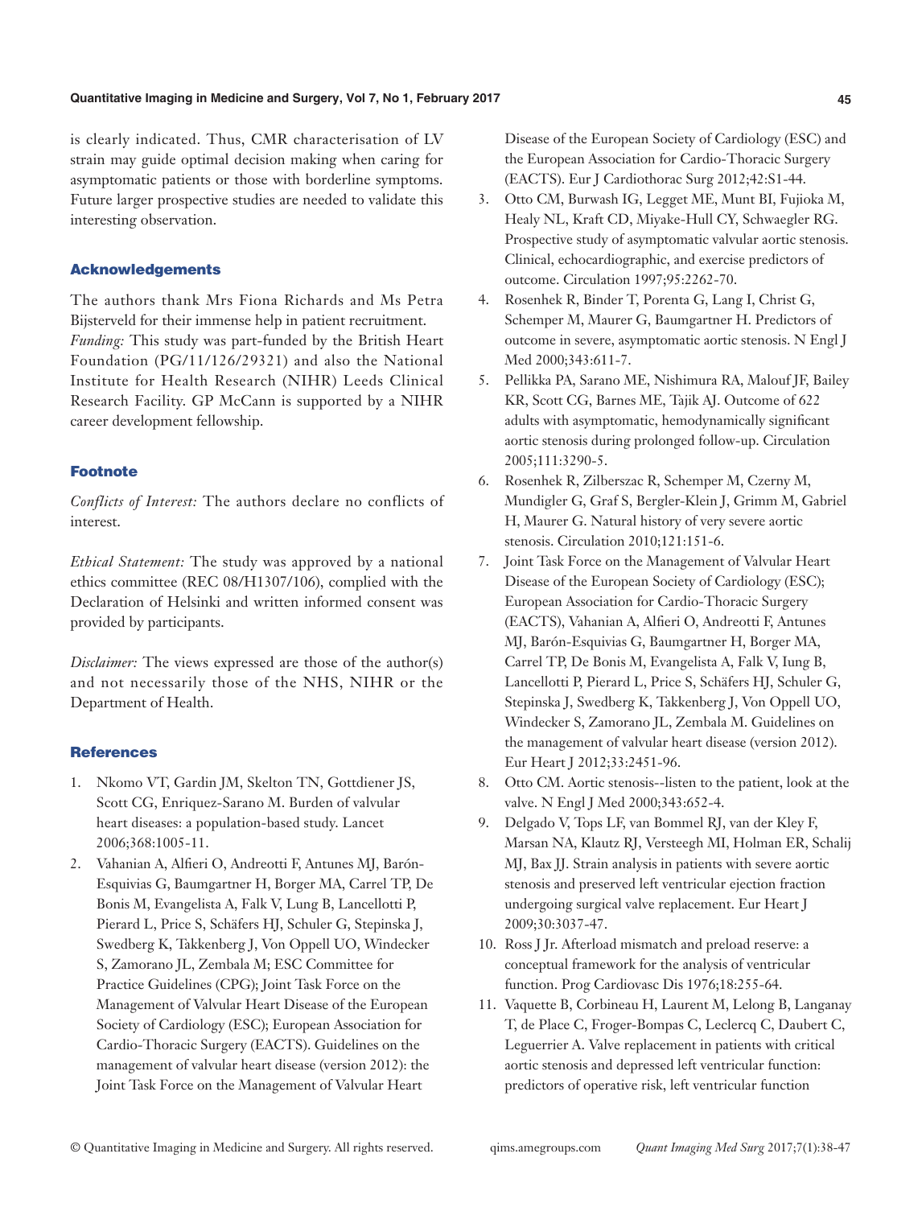is clearly indicated. Thus, CMR characterisation of LV strain may guide optimal decision making when caring for asymptomatic patients or those with borderline symptoms. Future larger prospective studies are needed to validate this interesting observation.

## Acknowledgements

The authors thank Mrs Fiona Richards and Ms Petra Bijsterveld for their immense help in patient recruitment. *Funding:* This study was part-funded by the British Heart Foundation (PG/11/126/29321) and also the National Institute for Health Research (NIHR) Leeds Clinical Research Facility. GP McCann is supported by a NIHR career development fellowship.

## Footnote

*Conflicts of Interest:* The authors declare no conflicts of interest.

*Ethical Statement:* The study was approved by a national ethics committee (REC 08/H1307/106), complied with the Declaration of Helsinki and written informed consent was provided by participants.

*Disclaimer:* The views expressed are those of the author(s) and not necessarily those of the NHS, NIHR or the Department of Health.

## References

1. Nkomo VT, Gardin JM, Skelton TN, Gottdiener JS, Scott CG, Enriquez-Sarano M. Burden of valvular heart diseases: a population-based study. Lancet 2006;368:1005-11.
2. Vahanian A, Alfieri O, Andreotti F, Antunes MJ, Barón-Esquivias G, Baumgartner H, Borger MA, Carrel TP, De Bonis M, Evangelista A, Falk V, Lung B, Lancellotti P, Pierard L, Price S, Schäfers HJ, Schuler G, Stepinska J, Swedberg K, Takkenberg J, Von Oppell UO, Windecker S, Zamorano JL, Zembala M; ESC Committee for Practice Guidelines (CPG); Joint Task Force on the Management of Valvular Heart Disease of the European Society of Cardiology (ESC); European Association for Cardio-Thoracic Surgery (EACTS). Guidelines on the management of valvular heart disease (version 2012): the Joint Task Force on the Management of Valvular Heart Disease of the European Society of Cardiology (ESC) and the European Association for Cardio-Thoracic Surgery (EACTS). Eur J Cardiothorac Surg 2012;42:S1-44.
3. Otto CM, Burwash IG, Legget ME, Munt BI, Fujioka M, Healy NL, Kraft CD, Miyake-Hull CY, Schwaegler RG. Prospective study of asymptomatic valvular aortic stenosis. Clinical, echocardiographic, and exercise predictors of outcome. Circulation 1997;95:2262-70.
4. Rosenhek R, Binder T, Porenta G, Lang I, Christ G, Schemper M, Maurer G, Baumgartner H. Predictors of outcome in severe, asymptomatic aortic stenosis. N Engl J Med 2000;343:611-7.
5. Pellikka PA, Sarano ME, Nishimura RA, Malouf JF, Bailey KR, Scott CG, Barnes ME, Tajik AJ. Outcome of 622 adults with asymptomatic, hemodynamically significant aortic stenosis during prolonged follow-up. Circulation 2005;111:3290-5.
6. Rosenhek R, Zilberszac R, Schemper M, Czerny M, Mundigler G, Graf S, Bergler-Klein J, Grimm M, Gabriel H, Maurer G. Natural history of very severe aortic stenosis. Circulation 2010;121:151-6.
7. Joint Task Force on the Management of Valvular Heart Disease of the European Society of Cardiology (ESC); European Association for Cardio-Thoracic Surgery (EACTS), Vahanian A, Alfieri O, Andreotti F, Antunes MJ, Barón-Esquivias G, Baumgartner H, Borger MA, Carrel TP, De Bonis M, Evangelista A, Falk V, Iung B, Lancellotti P, Pierard L, Price S, Schäfers HJ, Schuler G, Stepinska J, Swedberg K, Takkenberg J, Von Oppell UO, Windecker S, Zamorano JL, Zembala M. Guidelines on the management of valvular heart disease (version 2012). Eur Heart J 2012;33:2451-96.
8. Otto CM. Aortic stenosis--listen to the patient, look at the valve. N Engl J Med 2000;343:652-4.
9. Delgado V, Tops LF, van Bommel RJ, van der Kley F, Marsan NA, Klautz RJ, Versteegh MI, Holman ER, Schalij MJ, Bax JJ. Strain analysis in patients with severe aortic stenosis and preserved left ventricular ejection fraction undergoing surgical valve replacement. Eur Heart J 2009;30:3037-47.
10. Ross J Jr. Afterload mismatch and preload reserve: a conceptual framework for the analysis of ventricular function. Prog Cardiovasc Dis 1976;18:255-64.
11. Vaquette B, Corbineau H, Laurent M, Lelong B, Langanay T, de Place C, Froger-Bompas C, Leclercq C, Daubert C, Leguerrier A. Valve replacement in patients with critical aortic stenosis and depressed left ventricular function: predictors of operative risk, left ventricular function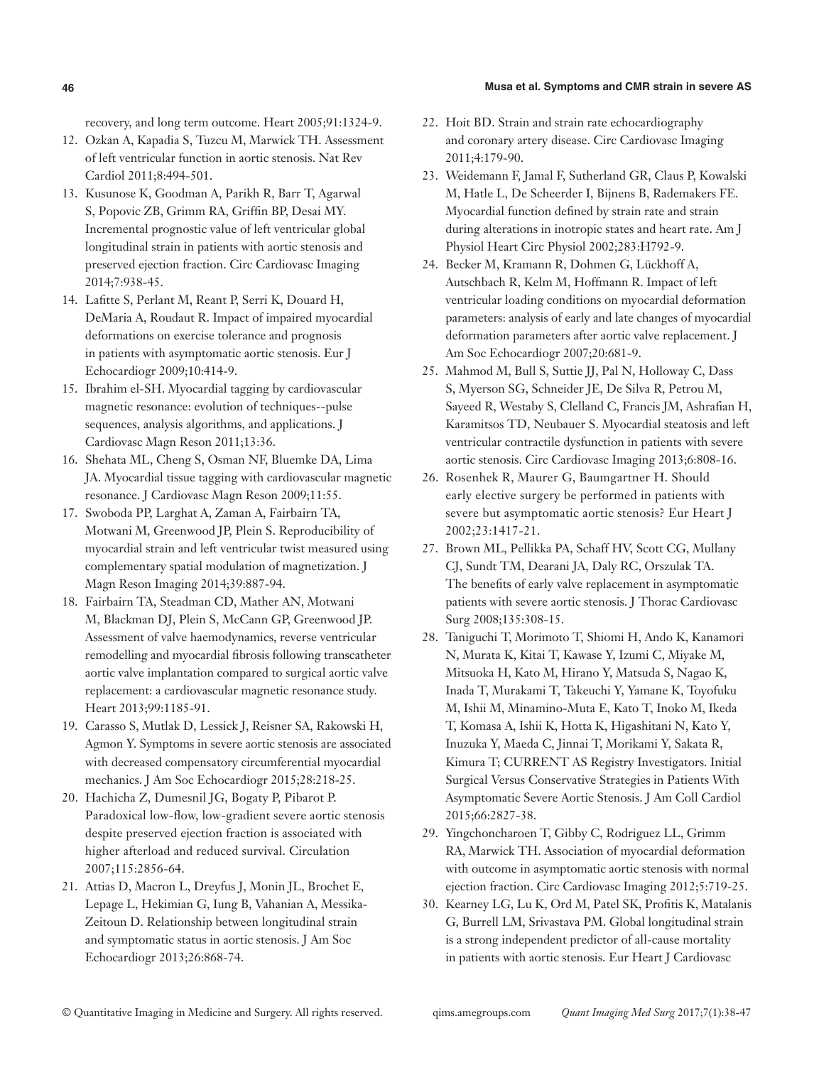recovery, and long term outcome. Heart 2005;91:1324-9.

12. Ozkan A, Kapadia S, Tuzcu M, Marwick TH. Assessment of left ventricular function in aortic stenosis. Nat Rev Cardiol 2011;8:494-501.
13. Kusunose K, Goodman A, Parikh R, Barr T, Agarwal S, Popovic ZB, Grimm RA, Griffin BP, Desai MY. Incremental prognostic value of left ventricular global longitudinal strain in patients with aortic stenosis and preserved ejection fraction. Circ Cardiovasc Imaging 2014;7:938-45.
14. Lafitte S, Perlant M, Reant P, Serri K, Douard H, DeMaria A, Roudaut R. Impact of impaired myocardial deformations on exercise tolerance and prognosis in patients with asymptomatic aortic stenosis. Eur J Echocardiogr 2009;10:414-9.
15. Ibrahim el-SH. Myocardial tagging by cardiovascular magnetic resonance: evolution of techniques--pulse sequences, analysis algorithms, and applications. J Cardiovasc Magn Reson 2011;13:36.
16. Shehata ML, Cheng S, Osman NF, Bluemke DA, Lima JA. Myocardial tissue tagging with cardiovascular magnetic resonance. J Cardiovasc Magn Reson 2009;11:55.
17. Swoboda PP, Larghat A, Zaman A, Fairbairn TA, Motwani M, Greenwood JP, Plein S. Reproducibility of myocardial strain and left ventricular twist measured using complementary spatial modulation of magnetization. J Magn Reson Imaging 2014;39:887-94.
18. Fairbairn TA, Steadman CD, Mather AN, Motwani M, Blackman DJ, Plein S, McCann GP, Greenwood JP. Assessment of valve haemodynamics, reverse ventricular remodelling and myocardial fibrosis following transcatheter aortic valve implantation compared to surgical aortic valve replacement: a cardiovascular magnetic resonance study. Heart 2013;99:1185-91.
19. Carasso S, Mutlak D, Lessick J, Reisner SA, Rakowski H, Agmon Y. Symptoms in severe aortic stenosis are associated with decreased compensatory circumferential myocardial mechanics. J Am Soc Echocardiogr 2015;28:218-25.
20. Hachicha Z, Dumesnil JG, Bogaty P, Pibarot P. Paradoxical low-flow, low-gradient severe aortic stenosis despite preserved ejection fraction is associated with higher afterload and reduced survival. Circulation 2007;115:2856-64.
21. Attias D, Macron L, Dreyfus J, Monin JL, Brochet E, Lepage L, Hekimian G, Iung B, Vahanian A, Messika-Zeitoun D. Relationship between longitudinal strain and symptomatic status in aortic stenosis. J Am Soc Echocardiogr 2013;26:868-74.
22. Hoit BD. Strain and strain rate echocardiography and coronary artery disease. Circ Cardiovasc Imaging 2011;4:179-90.
23. Weidemann F, Jamal F, Sutherland GR, Claus P, Kowalski M, Hatle L, De Scheerder I, Bijnens B, Rademakers FE. Myocardial function defined by strain rate and strain during alterations in inotropic states and heart rate. Am J Physiol Heart Circ Physiol 2002;283:H792-9.
24. Becker M, Kramann R, Dohmen G, Lückhoff A, Autschbach R, Kelm M, Hoffmann R. Impact of left ventricular loading conditions on myocardial deformation parameters: analysis of early and late changes of myocardial deformation parameters after aortic valve replacement. J Am Soc Echocardiogr 2007;20:681-9.
25. Mahmod M, Bull S, Suttie JJ, Pal N, Holloway C, Dass S, Myerson SG, Schneider JE, De Silva R, Petrou M, Sayeed R, Westaby S, Clelland C, Francis JM, Ashrafian H, Karamitsos TD, Neubauer S. Myocardial steatosis and left ventricular contractile dysfunction in patients with severe aortic stenosis. Circ Cardiovasc Imaging 2013;6:808-16.
26. Rosenhek R, Maurer G, Baumgartner H. Should early elective surgery be performed in patients with severe but asymptomatic aortic stenosis? Eur Heart J 2002;23:1417-21.
27. Brown ML, Pellikka PA, Schaff HV, Scott CG, Mullany CJ, Sundt TM, Dearani JA, Daly RC, Orszulak TA. The benefits of early valve replacement in asymptomatic patients with severe aortic stenosis. J Thorac Cardiovasc Surg 2008;135:308-15.
28. Taniguchi T, Morimoto T, Shiomi H, Ando K, Kanamori N, Murata K, Kitai T, Kawase Y, Izumi C, Miyake M, Mitsuoka H, Kato M, Hirano Y, Matsuda S, Nagao K, Inada T, Murakami T, Takeuchi Y, Yamane K, Toyofuku M, Ishii M, Minamino-Muta E, Kato T, Inoko M, Ikeda T, Komasa A, Ishii K, Hotta K, Higashitani N, Kato Y, Inuzuka Y, Maeda C, Jinnai T, Morikami Y, Sakata R, Kimura T; CURRENT AS Registry Investigators. Initial Surgical Versus Conservative Strategies in Patients With Asymptomatic Severe Aortic Stenosis. J Am Coll Cardiol 2015;66:2827-38.
29. Yingchoncharoen T, Gibby C, Rodriguez LL, Grimm RA, Marwick TH. Association of myocardial deformation with outcome in asymptomatic aortic stenosis with normal ejection fraction. Circ Cardiovasc Imaging 2012;5:719-25.
30. Kearney LG, Lu K, Ord M, Patel SK, Profitis K, Matalanis G, Burrell LM, Srivastava PM. Global longitudinal strain is a strong independent predictor of all-cause mortality in patients with aortic stenosis. Eur Heart J Cardiovasc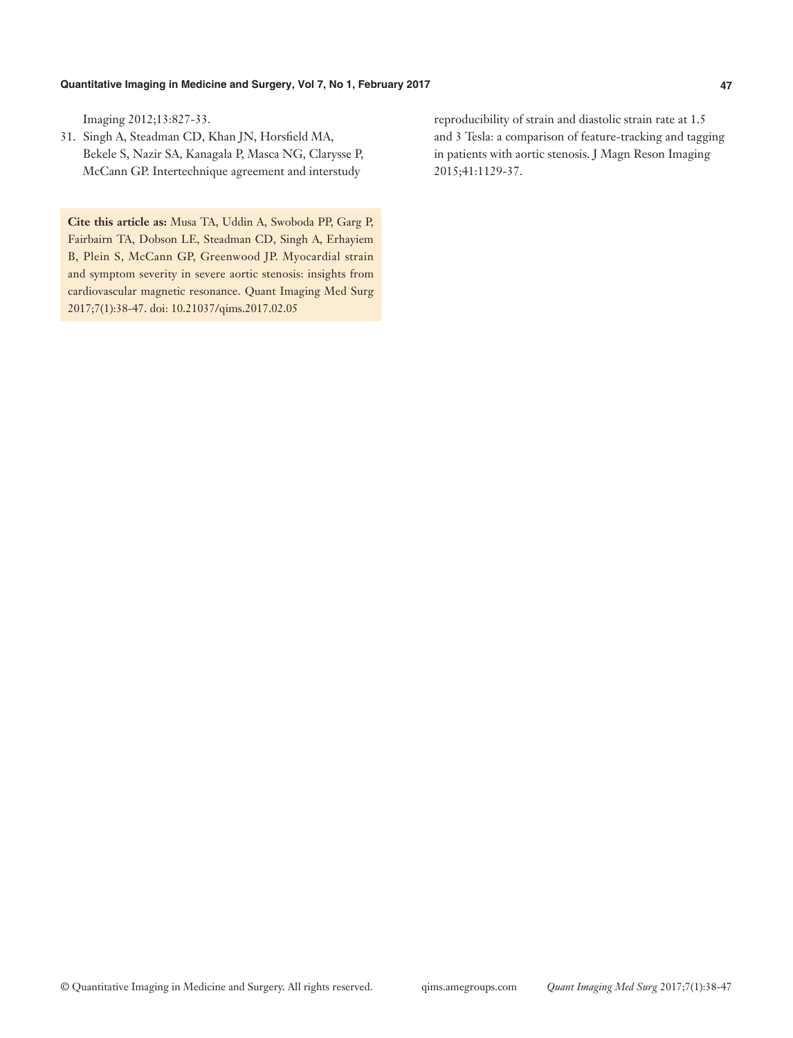Imaging 2012;13:827-33.

31. Singh A, Steadman CD, Khan JN, Horsfield MA, Bekele S, Nazir SA, Kanagala P, Masca NG, Clarysse P, McCann GP. Intertechnique agreement and interstudy reproducibility of strain and diastolic strain rate at 1.5 and 3 Tesla: a comparison of feature-tracking and tagging in patients with aortic stenosis. J Magn Reson Imaging 2015;41:1129-37.

**Cite this article as:** Musa TA, Uddin A, Swoboda PP, Garg P, Fairbairn TA, Dobson LE, Steadman CD, Singh A, Erhayiem B, Plein S, McCann GP, Greenwood JP. Myocardial strain and symptom severity in severe aortic stenosis: insights from cardiovascular magnetic resonance. Quant Imaging Med Surg 2017;7(1):38-47. doi: 10.21037/qims.2017.02.05